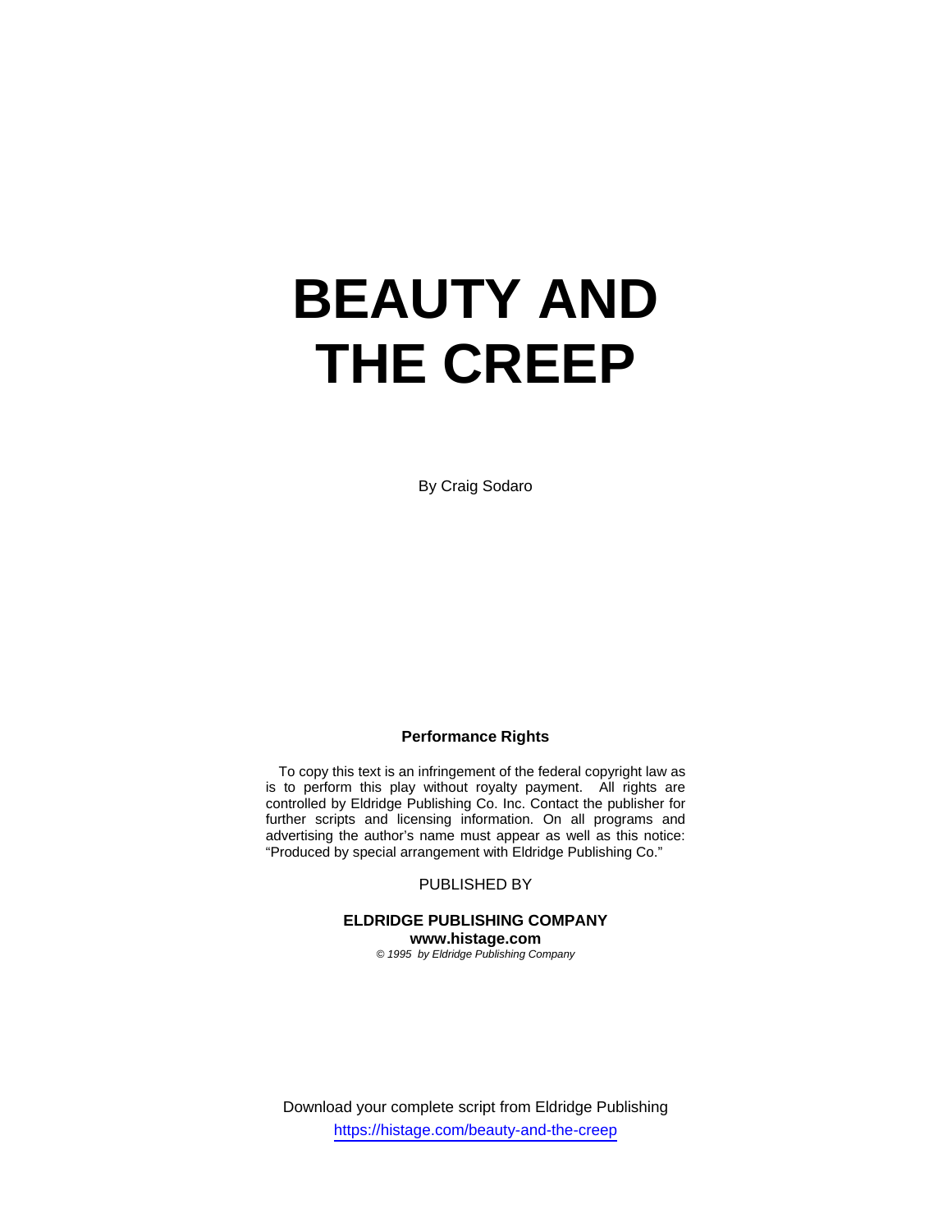# BEAUTY AND THE CREEP

By Craig Sodaro

**Performance Rights**

To copy this text is an infringement of the federal copyright law as is to perform this play without royalty payment. All rights are controlled by Eldridge Publishing Co. Inc. Contact the publisher for further scripts and licensing information. On all programs and advertising the author's name must appear as well as this notice: "Produced by special arrangement with Eldridge Publishing Co."

PUBLISHED BY

**ELDRIDGE PUBLISHING COMPANY**
**www.histage.com**
*© 1995 by Eldridge Publishing Company*

Download your complete script from Eldridge Publishing
https://histage.com/beauty-and-the-creep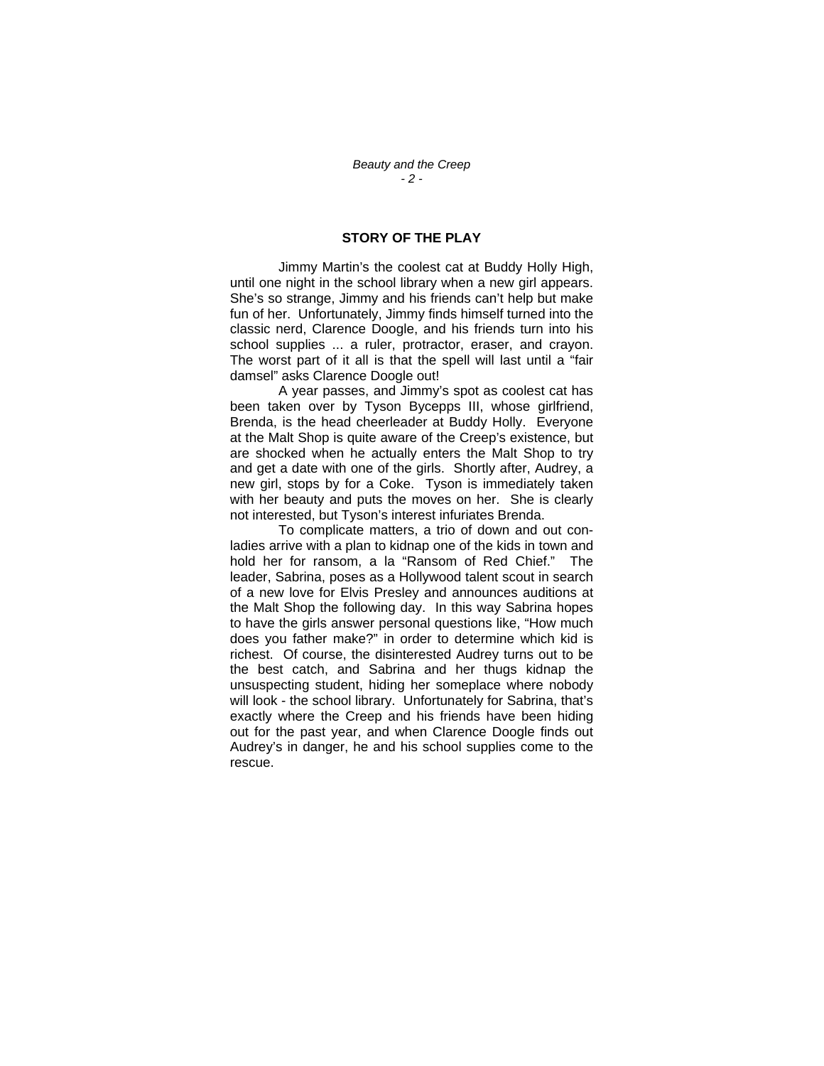## STORY OF THE PLAY

Jimmy Martin's the coolest cat at Buddy Holly High, until one night in the school library when a new girl appears. She's so strange, Jimmy and his friends can't help but make fun of her. Unfortunately, Jimmy finds himself turned into the classic nerd, Clarence Doogle, and his friends turn into his school supplies ... a ruler, protractor, eraser, and crayon. The worst part of it all is that the spell will last until a "fair damsel" asks Clarence Doogle out!

A year passes, and Jimmy's spot as coolest cat has been taken over by Tyson Bycepps III, whose girlfriend, Brenda, is the head cheerleader at Buddy Holly. Everyone at the Malt Shop is quite aware of the Creep's existence, but are shocked when he actually enters the Malt Shop to try and get a date with one of the girls. Shortly after, Audrey, a new girl, stops by for a Coke. Tyson is immediately taken with her beauty and puts the moves on her. She is clearly not interested, but Tyson's interest infuriates Brenda.

To complicate matters, a trio of down and out con-ladies arrive with a plan to kidnap one of the kids in town and hold her for ransom, a la "Ransom of Red Chief." The leader, Sabrina, poses as a Hollywood talent scout in search of a new love for Elvis Presley and announces auditions at the Malt Shop the following day. In this way Sabrina hopes to have the girls answer personal questions like, "How much does you father make?" in order to determine which kid is richest. Of course, the disinterested Audrey turns out to be the best catch, and Sabrina and her thugs kidnap the unsuspecting student, hiding her someplace where nobody will look - the school library. Unfortunately for Sabrina, that's exactly where the Creep and his friends have been hiding out for the past year, and when Clarence Doogle finds out Audrey's in danger, he and his school supplies come to the rescue.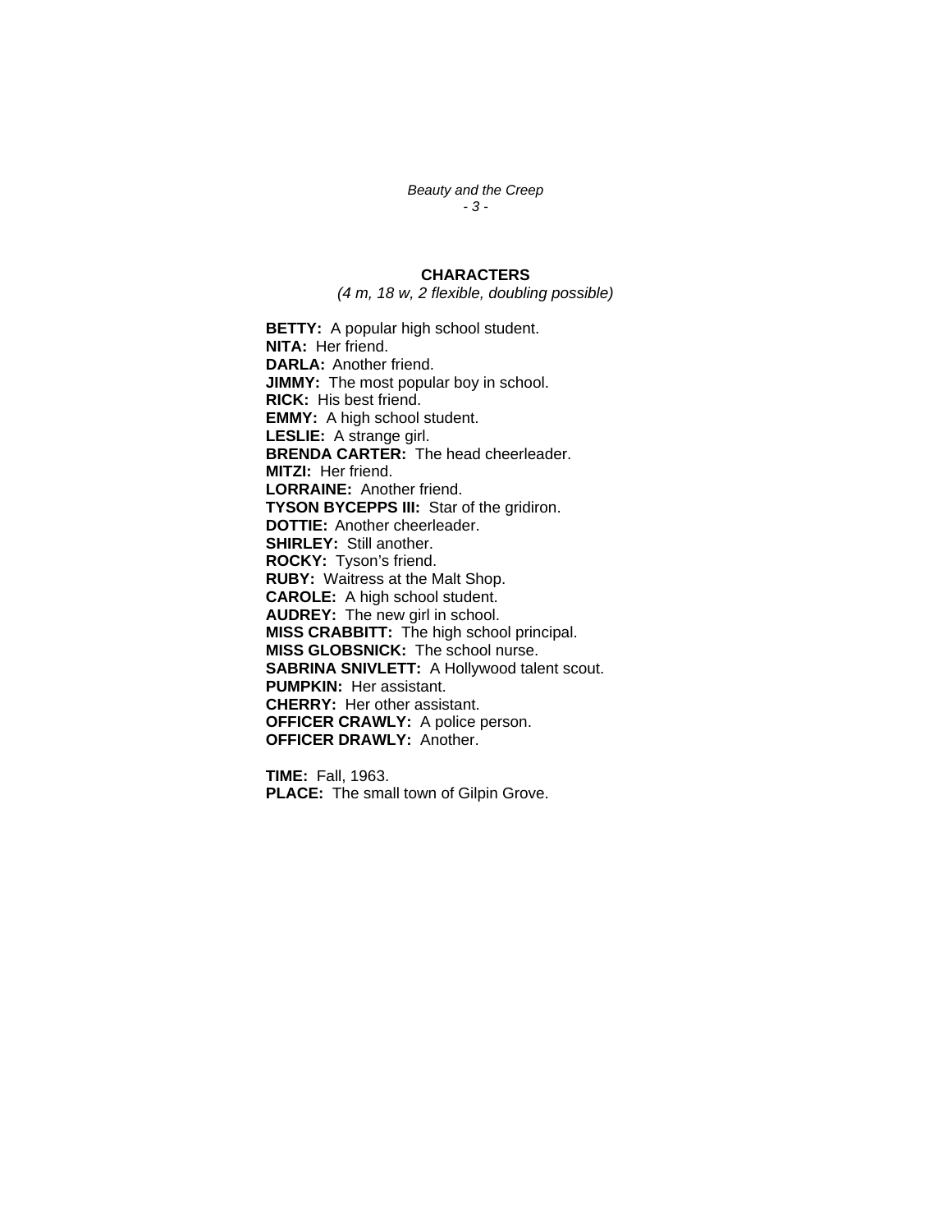## CHARACTERS

*(4 m, 18 w, 2 flexible, doubling possible)*

**BETTY:** A popular high school student.
**NITA:** Her friend.
**DARLA:** Another friend.
**JIMMY:** The most popular boy in school.
**RICK:** His best friend.
**EMMY:** A high school student.
**LESLIE:** A strange girl.
**BRENDA CARTER:** The head cheerleader.
**MITZI:** Her friend.
**LORRAINE:** Another friend.
**TYSON BYCEPPS III:** Star of the gridiron.
**DOTTIE:** Another cheerleader.
**SHIRLEY:** Still another.
**ROCKY:** Tyson's friend.
**RUBY:** Waitress at the Malt Shop.
**CAROLE:** A high school student.
**AUDREY:** The new girl in school.
**MISS CRABBITT:** The high school principal.
**MISS GLOBSNICK:** The school nurse.
**SABRINA SNIVLETT:** A Hollywood talent scout.
**PUMPKIN:** Her assistant.
**CHERRY:** Her other assistant.
**OFFICER CRAWLY:** A police person.
**OFFICER DRAWLY:** Another.

**TIME:** Fall, 1963.
**PLACE:** The small town of Gilpin Grove.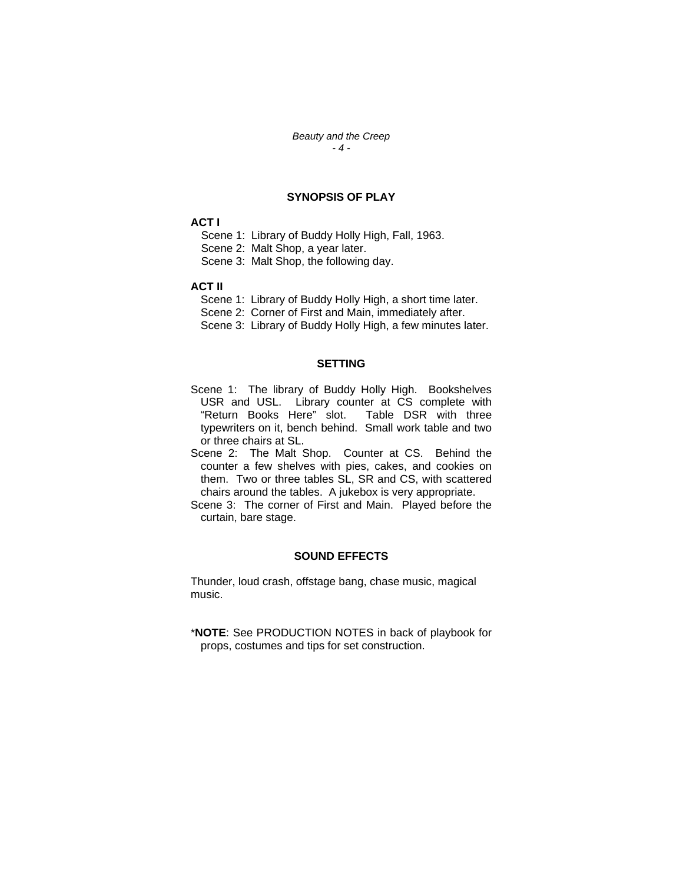## SYNOPSIS OF PLAY

**ACT I**

Scene 1: Library of Buddy Holly High, Fall, 1963.
Scene 2: Malt Shop, a year later.
Scene 3: Malt Shop, the following day.

**ACT II**

Scene 1: Library of Buddy Holly High, a short time later.
Scene 2: Corner of First and Main, immediately after.
Scene 3: Library of Buddy Holly High, a few minutes later.

## SETTING

Scene 1: The library of Buddy Holly High. Bookshelves USR and USL. Library counter at CS complete with "Return Books Here" slot. Table DSR with three typewriters on it, bench behind. Small work table and two or three chairs at SL.

Scene 2: The Malt Shop. Counter at CS. Behind the counter a few shelves with pies, cakes, and cookies on them. Two or three tables SL, SR and CS, with scattered chairs around the tables. A jukebox is very appropriate.

Scene 3: The corner of First and Main. Played before the curtain, bare stage.

## SOUND EFFECTS

Thunder, loud crash, offstage bang, chase music, magical music.

*__NOTE__: See PRODUCTION NOTES in back of playbook for props, costumes and tips for set construction.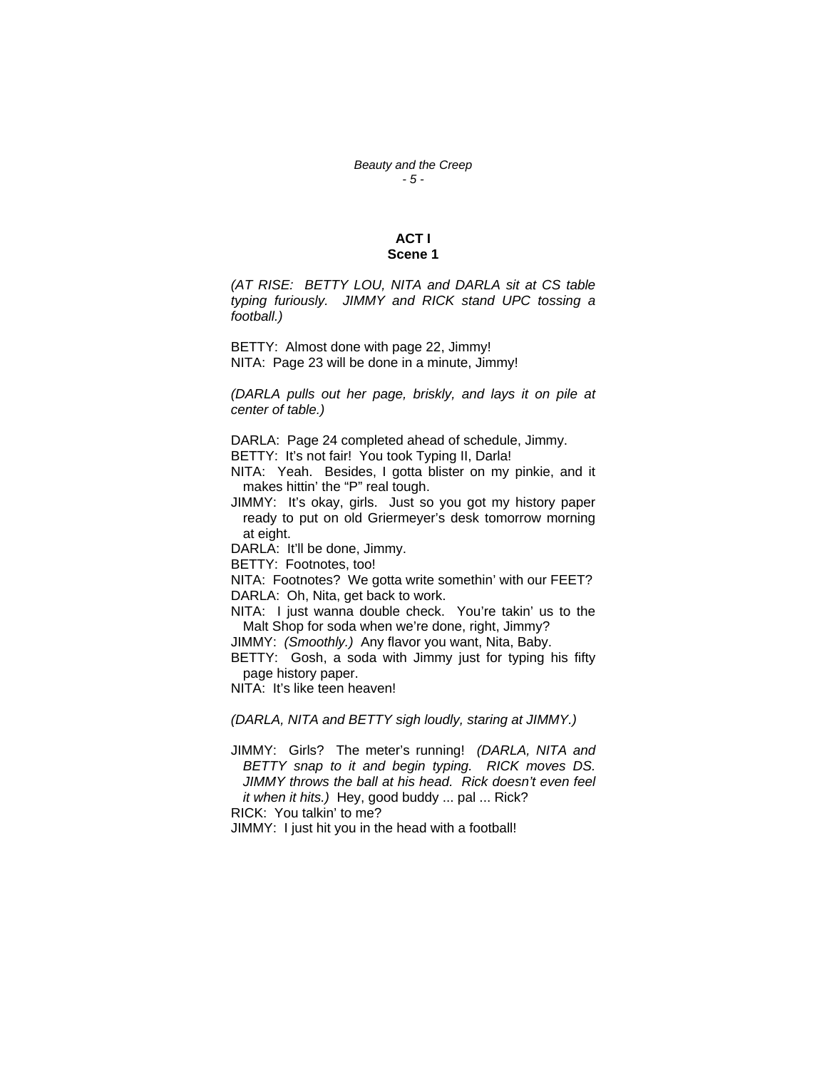## ACT I
### Scene 1

*(AT RISE: BETTY LOU, NITA and DARLA sit at CS table typing furiously. JIMMY and RICK stand UPC tossing a football.)*

BETTY: Almost done with page 22, Jimmy!
NITA: Page 23 will be done in a minute, Jimmy!

*(DARLA pulls out her page, briskly, and lays it on pile at center of table.)*

DARLA: Page 24 completed ahead of schedule, Jimmy.
BETTY: It's not fair! You took Typing II, Darla!
NITA: Yeah. Besides, I gotta blister on my pinkie, and it makes hittin' the "P" real tough.
JIMMY: It's okay, girls. Just so you got my history paper ready to put on old Griermeyer's desk tomorrow morning at eight.
DARLA: It'll be done, Jimmy.
BETTY: Footnotes, too!
NITA: Footnotes? We gotta write somethin' with our FEET?
DARLA: Oh, Nita, get back to work.
NITA: I just wanna double check. You're takin' us to the Malt Shop for soda when we're done, right, Jimmy?
JIMMY: *(Smoothly.)* Any flavor you want, Nita, Baby.
BETTY: Gosh, a soda with Jimmy just for typing his fifty page history paper.
NITA: It's like teen heaven!

*(DARLA, NITA and BETTY sigh loudly, staring at JIMMY.)*

JIMMY: Girls? The meter's running! *(DARLA, NITA and BETTY snap to it and begin typing. RICK moves DS. JIMMY throws the ball at his head. Rick doesn't even feel it when it hits.)* Hey, good buddy ... pal ... Rick?
RICK: You talkin' to me?
JIMMY: I just hit you in the head with a football!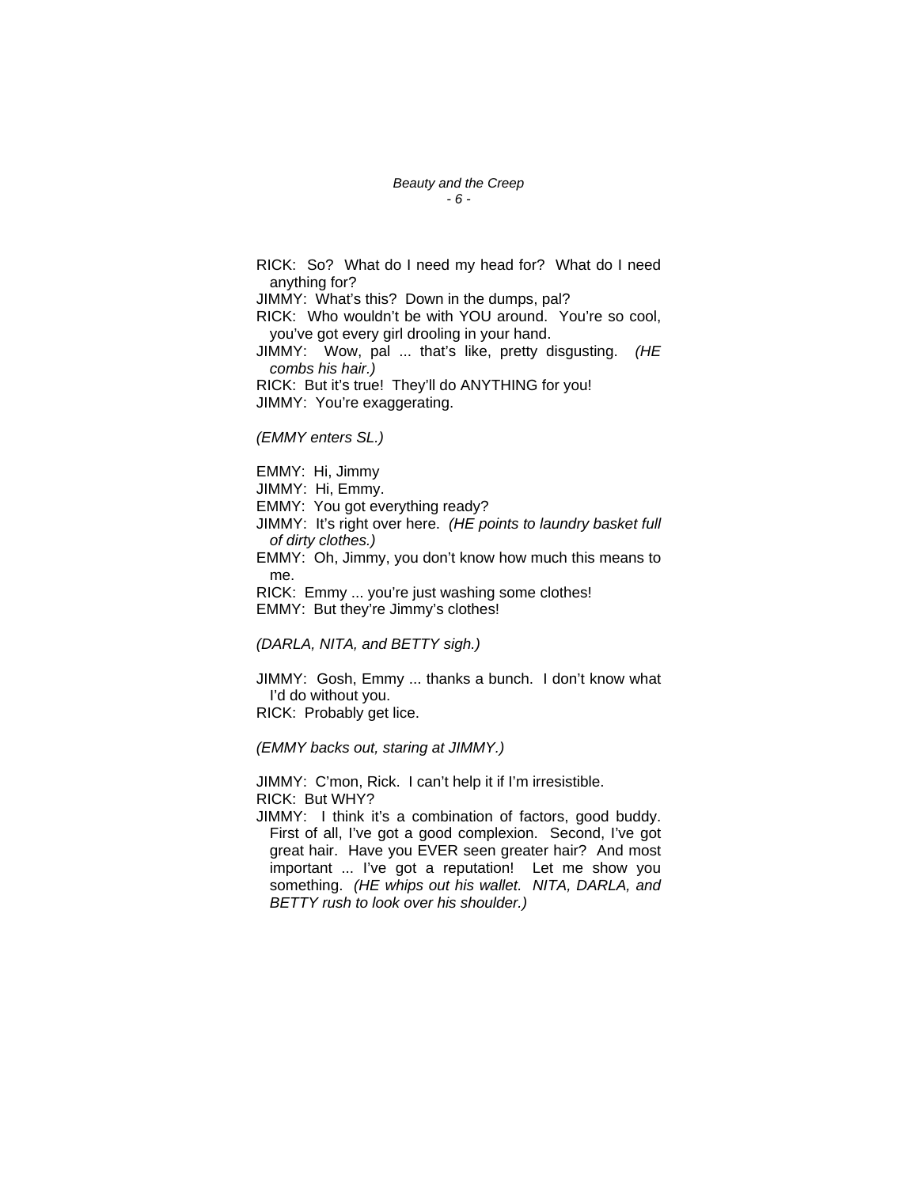RICK: So? What do I need my head for? What do I need anything for?

JIMMY: What's this? Down in the dumps, pal?

RICK: Who wouldn't be with YOU around. You're so cool, you've got every girl drooling in your hand.

JIMMY: Wow, pal ... that's like, pretty disgusting. *(HE combs his hair.)*

RICK: But it's true! They'll do ANYTHING for you!

JIMMY: You're exaggerating.

*(EMMY enters SL.)*

EMMY: Hi, Jimmy

JIMMY: Hi, Emmy.

EMMY: You got everything ready?

JIMMY: It's right over here. *(HE points to laundry basket full of dirty clothes.)*

EMMY: Oh, Jimmy, you don't know how much this means to me.

RICK: Emmy ... you're just washing some clothes!

EMMY: But they're Jimmy's clothes!

*(DARLA, NITA, and BETTY sigh.)*

JIMMY: Gosh, Emmy ... thanks a bunch. I don't know what I'd do without you.

RICK: Probably get lice.

*(EMMY backs out, staring at JIMMY.)*

JIMMY: C'mon, Rick. I can't help it if I'm irresistible.

RICK: But WHY?

JIMMY: I think it's a combination of factors, good buddy. First of all, I've got a good complexion. Second, I've got great hair. Have you EVER seen greater hair? And most important ... I've got a reputation! Let me show you something. *(HE whips out his wallet. NITA, DARLA, and BETTY rush to look over his shoulder.)*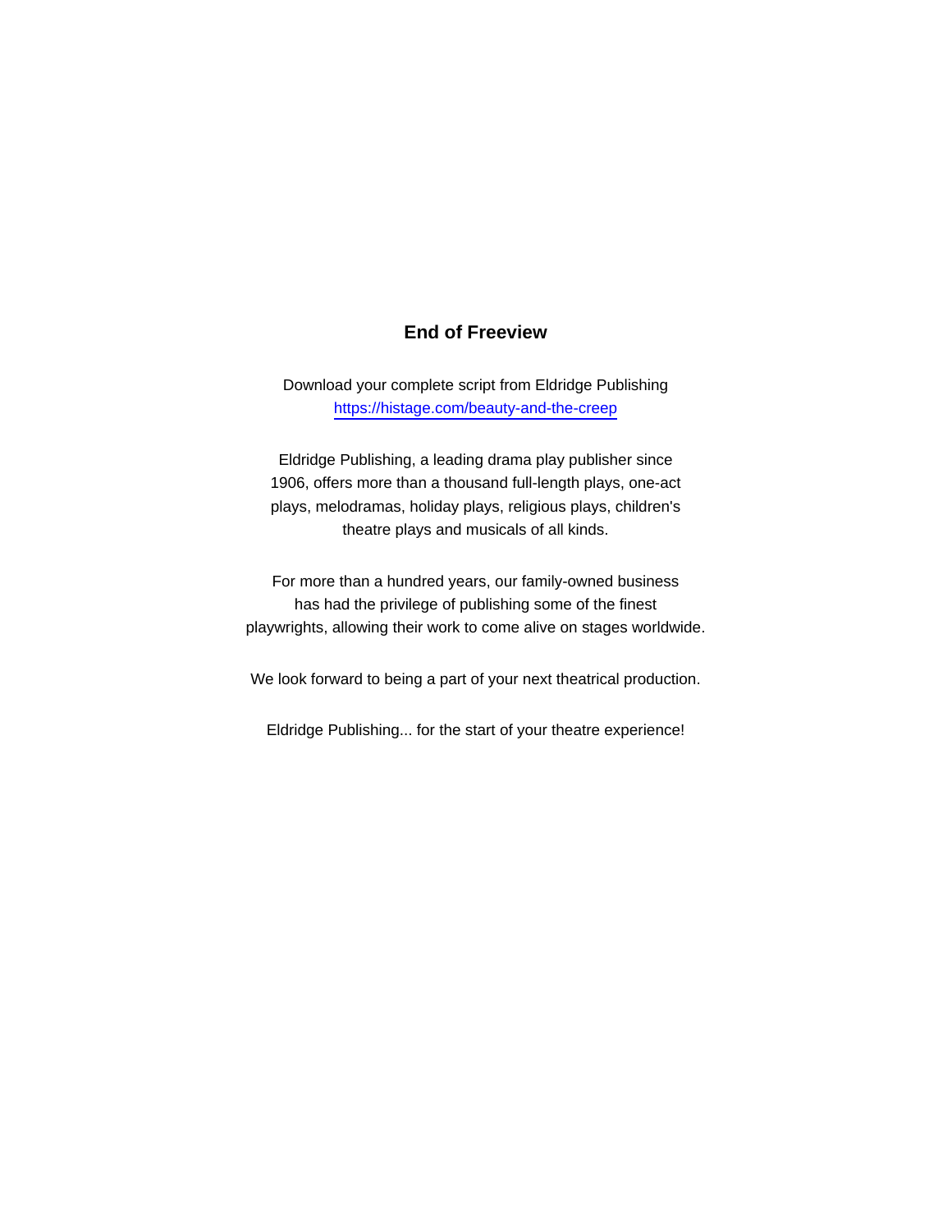## End of Freeview

Download your complete script from Eldridge Publishing
https://histage.com/beauty-and-the-creep

Eldridge Publishing, a leading drama play publisher since 1906, offers more than a thousand full-length plays, one-act plays, melodramas, holiday plays, religious plays, children's theatre plays and musicals of all kinds.

For more than a hundred years, our family-owned business has had the privilege of publishing some of the finest playwrights, allowing their work to come alive on stages worldwide.

We look forward to being a part of your next theatrical production.

Eldridge Publishing... for the start of your theatre experience!